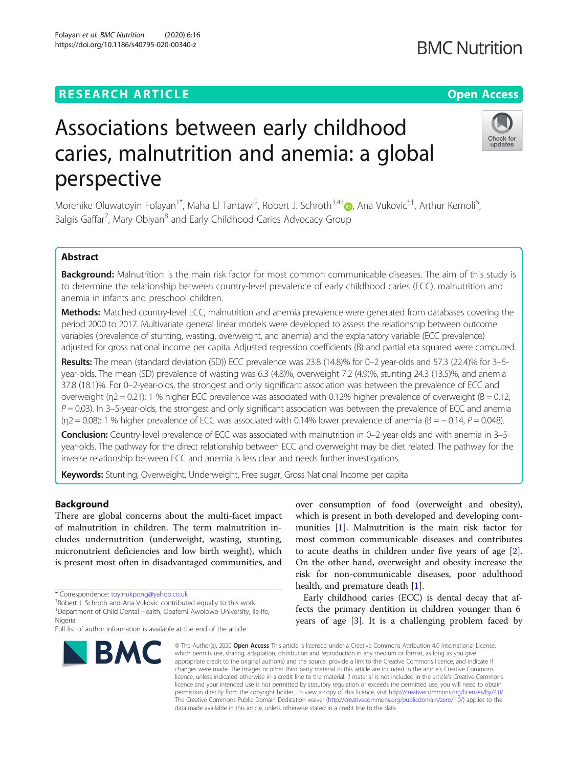RESEARCH ARTICLE

Open Access

# Associations between early childhood caries, malnutrition and anemia: a global perspective

Morenike Oluwatoyin Folayan[1*], Maha El Tantawi[2], Robert J. Schroth[3,4†], Ana Vukovic[5†], Arthur Kemoli[6], Balgis Gaffar[7], Mary Obiyan[8] and Early Childhood Caries Advocacy Group

## Abstract

**Background:** Malnutrition is the main risk factor for most common communicable diseases. The aim of this study is to determine the relationship between country-level prevalence of early childhood caries (ECC), malnutrition and anemia in infants and preschool children.

**Methods:** Matched country-level ECC, malnutrition and anemia prevalence were generated from databases covering the period 2000 to 2017. Multivariate general linear models were developed to assess the relationship between outcome variables (prevalence of stunting, wasting, overweight, and anemia) and the explanatory variable (ECC prevalence) adjusted for gross national income per capita. Adjusted regression coefficients (B) and partial eta squared were computed.

**Results:** The mean (standard deviation (SD)) ECC prevalence was 23.8 (14.8)% for 0–2 year-olds and 57.3 (22.4)% for 3–5-year-olds. The mean (SD) prevalence of wasting was 6.3 (4.8)%, overweight 7.2 (4.9)%, stunting 24.3 (13.5)%, and anemia 37.8 (18.1)%. For 0–2-year-olds, the strongest and only significant association was between the prevalence of ECC and overweight ($\eta 2 = 0.21$): 1 % higher ECC prevalence was associated with 0.12% higher prevalence of overweight ($B = 0.12$, $P = 0.03$). In 3–5-year-olds, the strongest and only significant association was between the prevalence of ECC and anemia ($\eta 2 = 0.08$): 1 % higher prevalence of ECC was associated with 0.14% lower prevalence of anemia ($B = -0.14$, $P = 0.048$).

**Conclusion:** Country-level prevalence of ECC was associated with malnutrition in 0–2-year-olds and with anemia in 3–5-year-olds. The pathway for the direct relationship between ECC and overweight may be diet related. The pathway for the inverse relationship between ECC and anemia is less clear and needs further investigations.

**Keywords:** Stunting, Overweight, Underweight, Free sugar, Gross National Income per capita

## Background

There are global concerns about the multi-facet impact of malnutrition in children. The term malnutrition includes undernutrition (underweight, wasting, stunting, micronutrient deficiencies and low birth weight), which is present most often in disadvantaged communities, and over consumption of food (overweight and obesity), which is present in both developed and developing communities [1]. Malnutrition is the main risk factor for most common communicable diseases and contributes to acute deaths in children under five years of age [2]. On the other hand, overweight and obesity increase the risk for non-communicable diseases, poor adulthood health, and premature death [1].

Early childhood caries (ECC) is dental decay that affects the primary dentition in children younger than 6 years of age [3]. It is a challenging problem faced by

* Correspondence: toyinukpong@yahoo.co.uk
†Robert J. Schroth and Ana Vukovic contributed equally to this work.
[1]Department of Child Dental Health, Obafemi Awolowo University, Ile-Ife, Nigeria
Full list of author information is available at the end of the article

© The Author(s). 2020 **Open Access** This article is licensed under a Creative Commons Attribution 4.0 International License, which permits use, sharing, adaptation, distribution and reproduction in any medium or format, as long as you give appropriate credit to the original author(s) and the source, provide a link to the Creative Commons licence, and indicate if changes were made. The images or other third party material in this article are included in the article's Creative Commons licence, unless indicated otherwise in a credit line to the material. If material is not included in the article's Creative Commons licence and your intended use is not permitted by statutory regulation or exceeds the permitted use, you will need to obtain permission directly from the copyright holder. To view a copy of this licence, visit http://creativecommons.org/licenses/by/4.0/. The Creative Commons Public Domain Dedication waiver (http://creativecommons.org/publicdomain/zero/1.0/) applies to the data made available in this article, unless otherwise stated in a credit line to the data.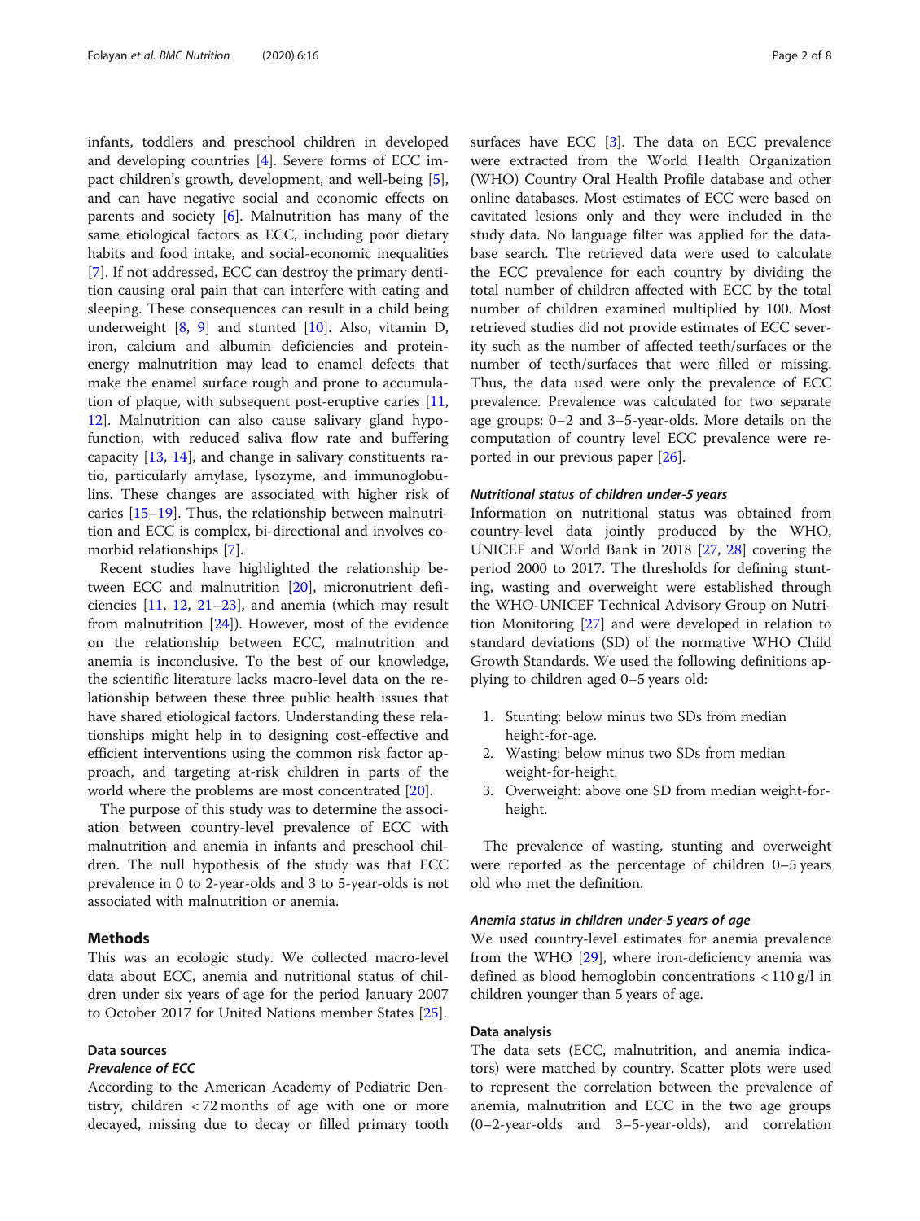infants, toddlers and preschool children in developed and developing countries [4]. Severe forms of ECC impact children's growth, development, and well-being [5], and can have negative social and economic effects on parents and society [6]. Malnutrition has many of the same etiological factors as ECC, including poor dietary habits and food intake, and social-economic inequalities [7]. If not addressed, ECC can destroy the primary dentition causing oral pain that can interfere with eating and sleeping. These consequences can result in a child being underweight [8, 9] and stunted [10]. Also, vitamin D, iron, calcium and albumin deficiencies and protein-energy malnutrition may lead to enamel defects that make the enamel surface rough and prone to accumulation of plaque, with subsequent post-eruptive caries [11, 12]. Malnutrition can also cause salivary gland hypofunction, with reduced saliva flow rate and buffering capacity [13, 14], and change in salivary constituents ratio, particularly amylase, lysozyme, and immunoglobulins. These changes are associated with higher risk of caries [15–19]. Thus, the relationship between malnutrition and ECC is complex, bi-directional and involves co-morbid relationships [7].

Recent studies have highlighted the relationship between ECC and malnutrition [20], micronutrient deficiencies [11, 12, 21–23], and anemia (which may result from malnutrition [24]). However, most of the evidence on the relationship between ECC, malnutrition and anemia is inconclusive. To the best of our knowledge, the scientific literature lacks macro-level data on the relationship between these three public health issues that have shared etiological factors. Understanding these relationships might help in to designing cost-effective and efficient interventions using the common risk factor approach, and targeting at-risk children in parts of the world where the problems are most concentrated [20].

The purpose of this study was to determine the association between country-level prevalence of ECC with malnutrition and anemia in infants and preschool children. The null hypothesis of the study was that ECC prevalence in 0 to 2-year-olds and 3 to 5-year-olds is not associated with malnutrition or anemia.

## Methods

This was an ecologic study. We collected macro-level data about ECC, anemia and nutritional status of children under six years of age for the period January 2007 to October 2017 for United Nations member States [25].

### Data sources

#### *Prevalence of ECC*

According to the American Academy of Pediatric Dentistry, children < 72 months of age with one or more decayed, missing due to decay or filled primary tooth surfaces have ECC [3]. The data on ECC prevalence were extracted from the World Health Organization (WHO) Country Oral Health Profile database and other online databases. Most estimates of ECC were based on cavitated lesions only and they were included in the study data. No language filter was applied for the database search. The retrieved data were used to calculate the ECC prevalence for each country by dividing the total number of children affected with ECC by the total number of children examined multiplied by 100. Most retrieved studies did not provide estimates of ECC severity such as the number of affected teeth/surfaces or the number of teeth/surfaces that were filled or missing. Thus, the data used were only the prevalence of ECC prevalence. Prevalence was calculated for two separate age groups: 0–2 and 3–5-year-olds. More details on the computation of country level ECC prevalence were reported in our previous paper [26].

#### *Nutritional status of children under-5 years*

Information on nutritional status was obtained from country-level data jointly produced by the WHO, UNICEF and World Bank in 2018 [27, 28] covering the period 2000 to 2017. The thresholds for defining stunting, wasting and overweight were established through the WHO-UNICEF Technical Advisory Group on Nutrition Monitoring [27] and were developed in relation to standard deviations (SD) of the normative WHO Child Growth Standards. We used the following definitions applying to children aged 0–5 years old:

1. Stunting: below minus two SDs from median height-for-age.
2. Wasting: below minus two SDs from median weight-for-height.
3. Overweight: above one SD from median weight-for-height.

The prevalence of wasting, stunting and overweight were reported as the percentage of children 0–5 years old who met the definition.

#### *Anemia status in children under-5 years of age*

We used country-level estimates for anemia prevalence from the WHO [29], where iron-deficiency anemia was defined as blood hemoglobin concentrations < 110 g/l in children younger than 5 years of age.

### Data analysis

The data sets (ECC, malnutrition, and anemia indicators) were matched by country. Scatter plots were used to represent the correlation between the prevalence of anemia, malnutrition and ECC in the two age groups (0–2-year-olds and 3–5-year-olds), and correlation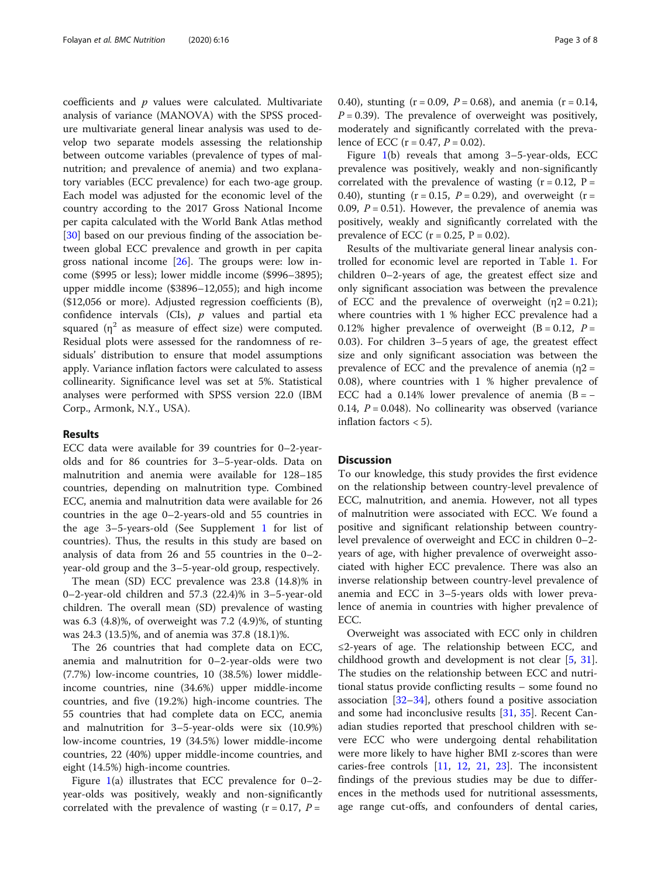coefficients and *p* values were calculated. Multivariate analysis of variance (MANOVA) with the SPSS procedure multivariate general linear analysis was used to develop two separate models assessing the relationship between outcome variables (prevalence of types of malnutrition; and prevalence of anemia) and two explanatory variables (ECC prevalence) for each two-age group. Each model was adjusted for the economic level of the country according to the 2017 Gross National Income per capita calculated with the World Bank Atlas method [30] based on our previous finding of the association between global ECC prevalence and growth in per capita gross national income [26]. The groups were: low income ($995 or less); lower middle income ($996–3895); upper middle income ($3896–12,055); and high income ($12,056 or more). Adjusted regression coefficients (B), confidence intervals (CIs), *p* values and partial eta squared ($\eta^2$ as measure of effect size) were computed. Residual plots were assessed for the randomness of residuals' distribution to ensure that model assumptions apply. Variance inflation factors were calculated to assess collinearity. Significance level was set at 5%. Statistical analyses were performed with SPSS version 22.0 (IBM Corp., Armonk, N.Y., USA).

## Results

ECC data were available for 39 countries for 0–2-year-olds and for 86 countries for 3–5-year-olds. Data on malnutrition and anemia were available for 128–185 countries, depending on malnutrition type. Combined ECC, anemia and malnutrition data were available for 26 countries in the age 0–2-years-old and 55 countries in the age 3–5-years-old (See Supplement 1 for list of countries). Thus, the results in this study are based on analysis of data from 26 and 55 countries in the 0–2-year-old group and the 3–5-year-old group, respectively.

The mean (SD) ECC prevalence was 23.8 (14.8)% in 0–2-year-old children and 57.3 (22.4)% in 3–5-year-old children. The overall mean (SD) prevalence of wasting was 6.3 (4.8)%, of overweight was 7.2 (4.9)%, of stunting was 24.3 (13.5)%, and of anemia was 37.8 (18.1)%.

The 26 countries that had complete data on ECC, anemia and malnutrition for 0–2-year-olds were two (7.7%) low-income countries, 10 (38.5%) lower middle-income countries, nine (34.6%) upper middle-income countries, and five (19.2%) high-income countries. The 55 countries that had complete data on ECC, anemia and malnutrition for 3–5-year-olds were six (10.9%) low-income countries, 19 (34.5%) lower middle-income countries, 22 (40%) upper middle-income countries, and eight (14.5%) high-income countries.

Figure 1(a) illustrates that ECC prevalence for 0–2-year-olds was positively, weakly and non-significantly correlated with the prevalence of wasting (r = 0.17, *P* = 0.40), stunting (r = 0.09, *P* = 0.68), and anemia (r = 0.14, *P* = 0.39). The prevalence of overweight was positively, moderately and significantly correlated with the prevalence of ECC (r = 0.47, *P* = 0.02).

Figure 1(b) reveals that among 3–5-year-olds, ECC prevalence was positively, weakly and non-significantly correlated with the prevalence of wasting (r = 0.12, P = 0.40), stunting (r = 0.15, *P* = 0.29), and overweight (r = 0.09, *P* = 0.51). However, the prevalence of anemia was positively, weakly and significantly correlated with the prevalence of ECC (r = 0.25, P = 0.02).

Results of the multivariate general linear analysis controlled for economic level are reported in Table 1. For children 0–2-years of age, the greatest effect size and only significant association was between the prevalence of ECC and the prevalence of overweight ($\eta 2$ = 0.21); where countries with 1 % higher ECC prevalence had a 0.12% higher prevalence of overweight (B = 0.12, *P* = 0.03). For children 3–5 years of age, the greatest effect size and only significant association was between the prevalence of ECC and the prevalence of anemia ($\eta 2$ = 0.08), where countries with 1 % higher prevalence of ECC had a 0.14% lower prevalence of anemia (B = − 0.14, *P* = 0.048). No collinearity was observed (variance inflation factors < 5).

## Discussion

To our knowledge, this study provides the first evidence on the relationship between country-level prevalence of ECC, malnutrition, and anemia. However, not all types of malnutrition were associated with ECC. We found a positive and significant relationship between country-level prevalence of overweight and ECC in children 0–2-years of age, with higher prevalence of overweight associated with higher ECC prevalence. There was also an inverse relationship between country-level prevalence of anemia and ECC in 3–5-years olds with lower prevalence of anemia in countries with higher prevalence of ECC.

Overweight was associated with ECC only in children ≤2-years of age. The relationship between ECC, and childhood growth and development is not clear [5, 31]. The studies on the relationship between ECC and nutritional status provide conflicting results – some found no association [32–34], others found a positive association and some had inconclusive results [31, 35]. Recent Canadian studies reported that preschool children with severe ECC who were undergoing dental rehabilitation were more likely to have higher BMI z-scores than were caries-free controls [11, 12, 21, 23]. The inconsistent findings of the previous studies may be due to differences in the methods used for nutritional assessments, age range cut-offs, and confounders of dental caries,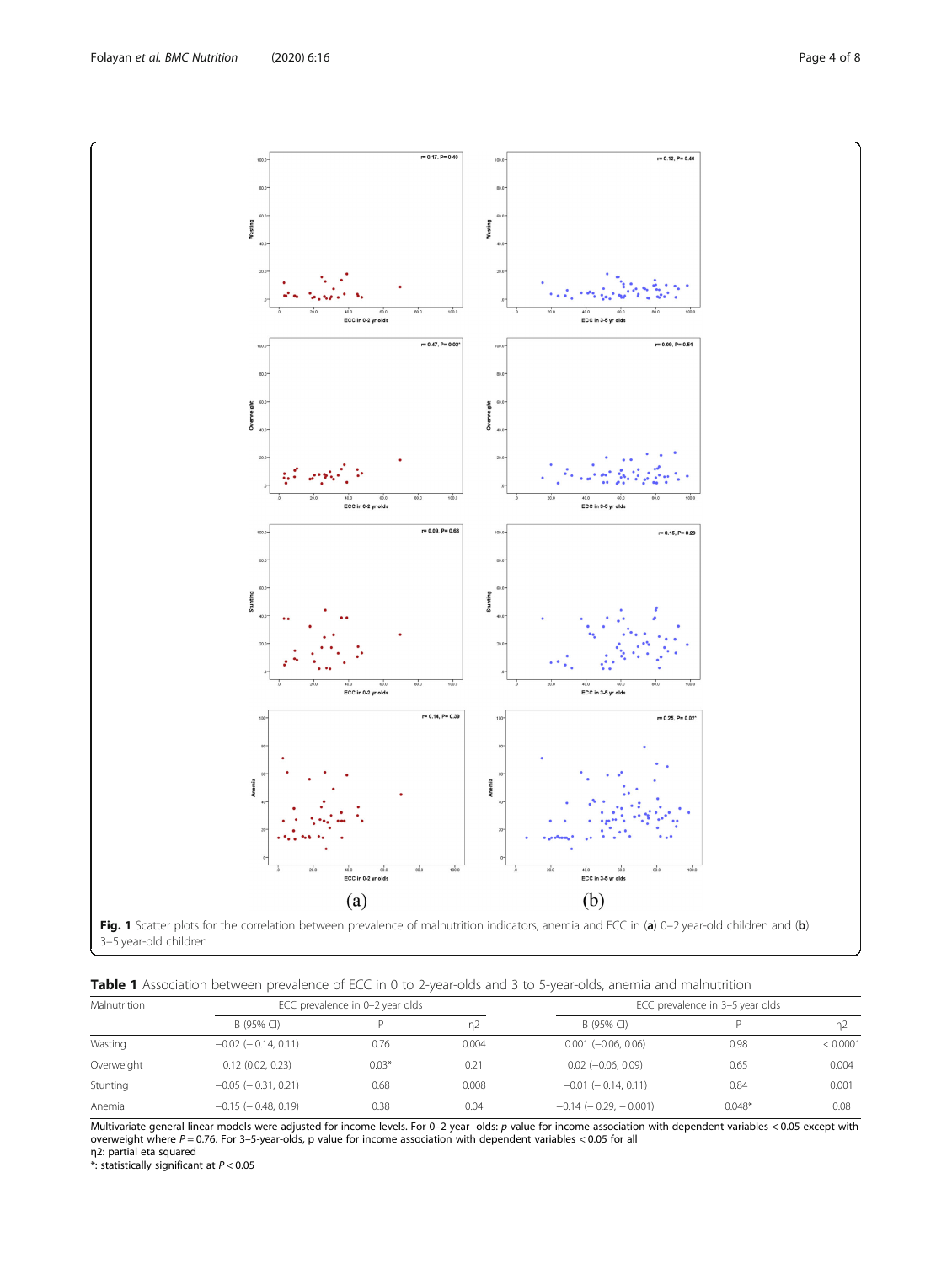r= 0.17, P= 0.40

Wasting

ECC in 0-2 yr olds

r= 0.12, P= 0.40

Wasting

ECC in 3-5 yr olds

r= 0.47, P= 0.02*

Overweight

ECC in 0-2 yr olds

r= 0.09, P= 0.51

Overweight

ECC in 3-5 yr olds

r= 0.09, P= 0.68

Stunting

ECC in 0-2 yr olds

r= 0.15, P= 0.29

Stunting

ECC in 3-5 yr olds

r= 0.14, P= 0.39

Anemia

ECC in 0-2 yr olds

r= 0.25, P= 0.02*

Anemia

ECC in 3-5 yr olds

(a)

(b)

**Fig. 1** Scatter plots for the correlation between prevalence of malnutrition indicators, anemia and ECC in (**a**) 0–2 year-old children and (**b**) 3–5 year-old children

**Table 1** Association between prevalence of ECC in 0 to 2-year-olds and 3 to 5-year-olds, anemia and malnutrition

| Malnutrition | ECC prevalence in 0–2 year olds | | | ECC prevalence in 3–5 year olds | | |
|---|---|---|---|---|---|---|
| | B (95% CI) | P | η2 | B (95% CI) | P | η2 |
| Wasting | −0.02 (− 0.14, 0.11) | 0.76 | 0.004 | 0.001 (−0.06, 0.06) | 0.98 | < 0.0001 |
| Overweight | 0.12 (0.02, 0.23) | 0.03* | 0.21 | 0.02 (−0.06, 0.09) | 0.65 | 0.004 |
| Stunting | −0.05 (− 0.31, 0.21) | 0.68 | 0.008 | −0.01 (− 0.14, 0.11) | 0.84 | 0.001 |
| Anemia | −0.15 (− 0.48, 0.19) | 0.38 | 0.04 | −0.14 (− 0.29, − 0.001) | 0.048* | 0.08 |

Multivariate general linear models were adjusted for income levels. For 0–2-year- olds: p value for income association with dependent variables < 0.05 except with overweight where $P = 0.76$. For 3–5-year-olds, p value for income association with dependent variables < 0.05 for all

η2: partial eta squared

*: statistically significant at $P < 0.05$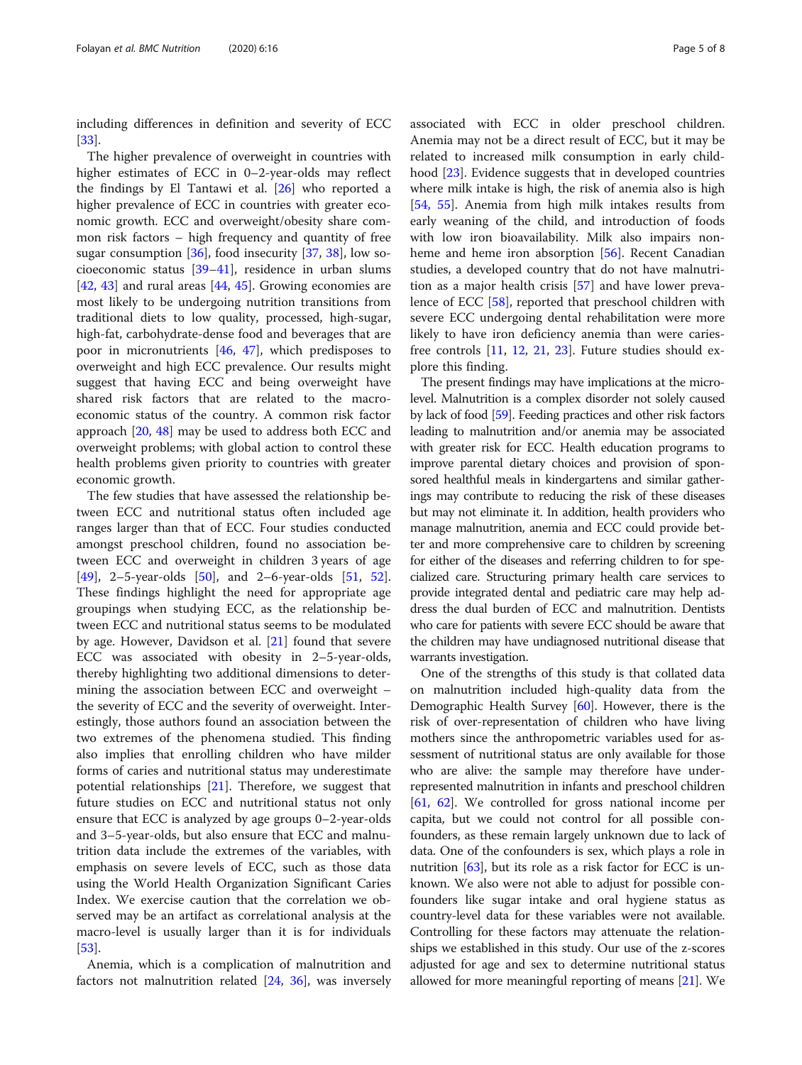including differences in definition and severity of ECC [33].

The higher prevalence of overweight in countries with higher estimates of ECC in 0–2-year-olds may reflect the findings by El Tantawi et al. [26] who reported a higher prevalence of ECC in countries with greater economic growth. ECC and overweight/obesity share common risk factors – high frequency and quantity of free sugar consumption [36], food insecurity [37, 38], low socioeconomic status [39–41], residence in urban slums [42, 43] and rural areas [44, 45]. Growing economies are most likely to be undergoing nutrition transitions from traditional diets to low quality, processed, high-sugar, high-fat, carbohydrate-dense food and beverages that are poor in micronutrients [46, 47], which predisposes to overweight and high ECC prevalence. Our results might suggest that having ECC and being overweight have shared risk factors that are related to the macroeconomic status of the country. A common risk factor approach [20, 48] may be used to address both ECC and overweight problems; with global action to control these health problems given priority to countries with greater economic growth.

The few studies that have assessed the relationship between ECC and nutritional status often included age ranges larger than that of ECC. Four studies conducted amongst preschool children, found no association between ECC and overweight in children 3 years of age [49], 2–5-year-olds [50], and 2–6-year-olds [51, 52]. These findings highlight the need for appropriate age groupings when studying ECC, as the relationship between ECC and nutritional status seems to be modulated by age. However, Davidson et al. [21] found that severe ECC was associated with obesity in 2–5-year-olds, thereby highlighting two additional dimensions to determining the association between ECC and overweight – the severity of ECC and the severity of overweight. Interestingly, those authors found an association between the two extremes of the phenomena studied. This finding also implies that enrolling children who have milder forms of caries and nutritional status may underestimate potential relationships [21]. Therefore, we suggest that future studies on ECC and nutritional status not only ensure that ECC is analyzed by age groups 0–2-year-olds and 3–5-year-olds, but also ensure that ECC and malnutrition data include the extremes of the variables, with emphasis on severe levels of ECC, such as those data using the World Health Organization Significant Caries Index. We exercise caution that the correlation we observed may be an artifact as correlational analysis at the macro-level is usually larger than it is for individuals [53].

Anemia, which is a complication of malnutrition and factors not malnutrition related [24, 36], was inversely associated with ECC in older preschool children. Anemia may not be a direct result of ECC, but it may be related to increased milk consumption in early childhood [23]. Evidence suggests that in developed countries where milk intake is high, the risk of anemia also is high [54, 55]. Anemia from high milk intakes results from early weaning of the child, and introduction of foods with low iron bioavailability. Milk also impairs non-heme and heme iron absorption [56]. Recent Canadian studies, a developed country that do not have malnutrition as a major health crisis [57] and have lower prevalence of ECC [58], reported that preschool children with severe ECC undergoing dental rehabilitation were more likely to have iron deficiency anemia than were caries-free controls [11, 12, 21, 23]. Future studies should explore this finding.

The present findings may have implications at the micro-level. Malnutrition is a complex disorder not solely caused by lack of food [59]. Feeding practices and other risk factors leading to malnutrition and/or anemia may be associated with greater risk for ECC. Health education programs to improve parental dietary choices and provision of sponsored healthful meals in kindergartens and similar gatherings may contribute to reducing the risk of these diseases but may not eliminate it. In addition, health providers who manage malnutrition, anemia and ECC could provide better and more comprehensive care to children by screening for either of the diseases and referring children to for specialized care. Structuring primary health care services to provide integrated dental and pediatric care may help address the dual burden of ECC and malnutrition. Dentists who care for patients with severe ECC should be aware that the children may have undiagnosed nutritional disease that warrants investigation.

One of the strengths of this study is that collated data on malnutrition included high-quality data from the Demographic Health Survey [60]. However, there is the risk of over-representation of children who have living mothers since the anthropometric variables used for assessment of nutritional status are only available for those who are alive: the sample may therefore have under-represented malnutrition in infants and preschool children [61, 62]. We controlled for gross national income per capita, but we could not control for all possible confounders, as these remain largely unknown due to lack of data. One of the confounders is sex, which plays a role in nutrition [63], but its role as a risk factor for ECC is unknown. We also were not able to adjust for possible confounders like sugar intake and oral hygiene status as country-level data for these variables were not available. Controlling for these factors may attenuate the relationships we established in this study. Our use of the z-scores adjusted for age and sex to determine nutritional status allowed for more meaningful reporting of means [21]. We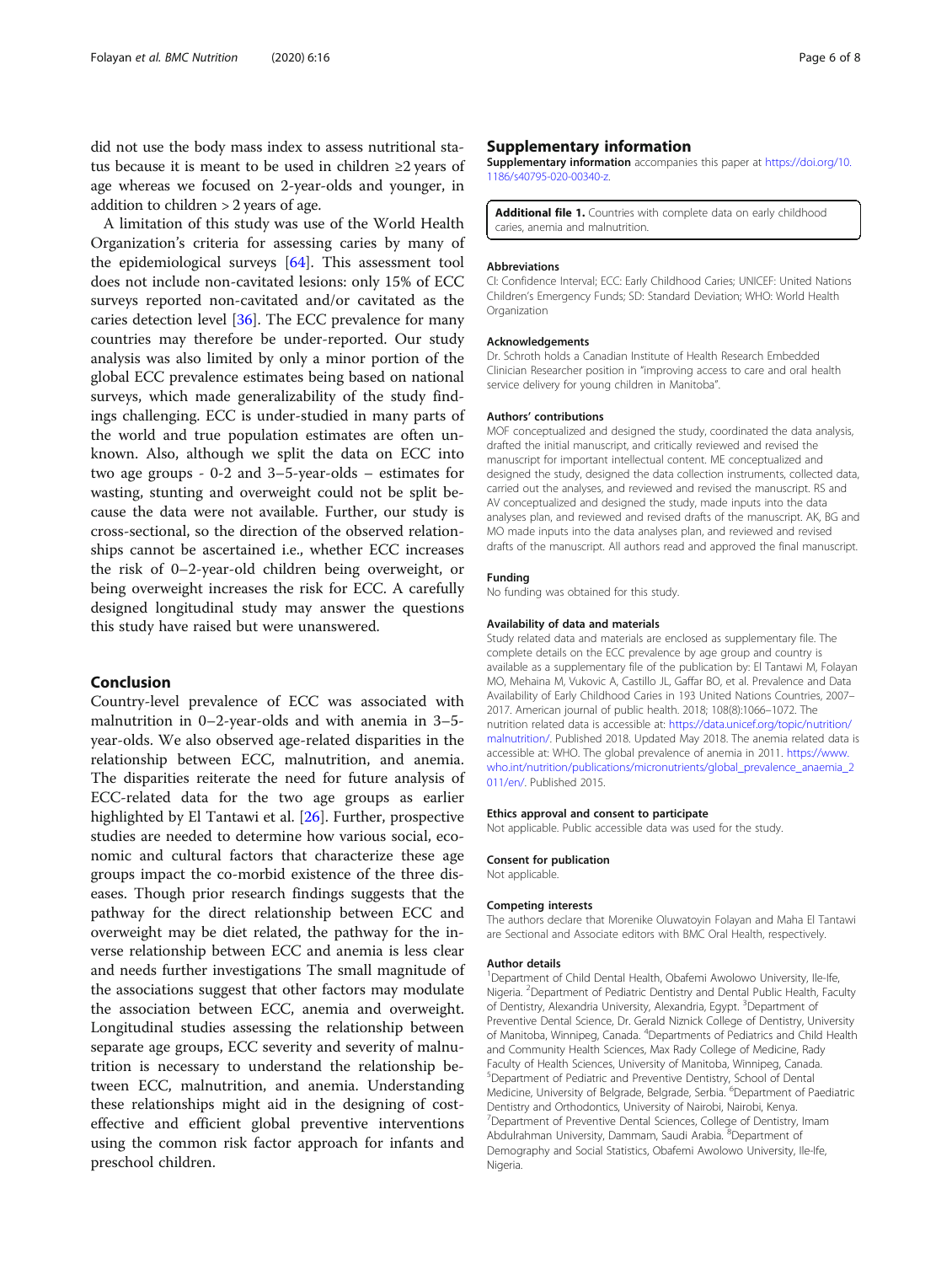did not use the body mass index to assess nutritional status because it is meant to be used in children ≥2 years of age whereas we focused on 2-year-olds and younger, in addition to children > 2 years of age.

A limitation of this study was use of the World Health Organization's criteria for assessing caries by many of the epidemiological surveys [64]. This assessment tool does not include non-cavitated lesions: only 15% of ECC surveys reported non-cavitated and/or cavitated as the caries detection level [36]. The ECC prevalence for many countries may therefore be under-reported. Our study analysis was also limited by only a minor portion of the global ECC prevalence estimates being based on national surveys, which made generalizability of the study findings challenging. ECC is under-studied in many parts of the world and true population estimates are often unknown. Also, although we split the data on ECC into two age groups - 0-2 and 3–5-year-olds – estimates for wasting, stunting and overweight could not be split because the data were not available. Further, our study is cross-sectional, so the direction of the observed relationships cannot be ascertained i.e., whether ECC increases the risk of 0–2-year-old children being overweight, or being overweight increases the risk for ECC. A carefully designed longitudinal study may answer the questions this study have raised but were unanswered.

## Conclusion

Country-level prevalence of ECC was associated with malnutrition in 0–2-year-olds and with anemia in 3–5-year-olds. We also observed age-related disparities in the relationship between ECC, malnutrition, and anemia. The disparities reiterate the need for future analysis of ECC-related data for the two age groups as earlier highlighted by El Tantawi et al. [26]. Further, prospective studies are needed to determine how various social, economic and cultural factors that characterize these age groups impact the co-morbid existence of the three diseases. Though prior research findings suggests that the pathway for the direct relationship between ECC and overweight may be diet related, the pathway for the inverse relationship between ECC and anemia is less clear and needs further investigations The small magnitude of the associations suggest that other factors may modulate the association between ECC, anemia and overweight. Longitudinal studies assessing the relationship between separate age groups, ECC severity and severity of malnutrition is necessary to understand the relationship between ECC, malnutrition, and anemia. Understanding these relationships might aid in the designing of cost-effective and efficient global preventive interventions using the common risk factor approach for infants and preschool children.

## Supplementary information

**Supplementary information** accompanies this paper at https://doi.org/10.1186/s40795-020-00340-z.

**Additional file 1.** Countries with complete data on early childhood caries, anemia and malnutrition.

#### Abbreviations

CI: Confidence Interval; ECC: Early Childhood Caries; UNICEF: United Nations Children's Emergency Funds; SD: Standard Deviation; WHO: World Health Organization

#### Acknowledgements

Dr. Schroth holds a Canadian Institute of Health Research Embedded Clinician Researcher position in "improving access to care and oral health service delivery for young children in Manitoba".

#### Authors' contributions

MOF conceptualized and designed the study, coordinated the data analysis, drafted the initial manuscript, and critically reviewed and revised the manuscript for important intellectual content. ME conceptualized and designed the study, designed the data collection instruments, collected data, carried out the analyses, and reviewed and revised the manuscript. RS and AV conceptualized and designed the study, made inputs into the data analyses plan, and reviewed and revised drafts of the manuscript. AK, BG and MO made inputs into the data analyses plan, and reviewed and revised drafts of the manuscript. All authors read and approved the final manuscript.

#### Funding

No funding was obtained for this study.

#### Availability of data and materials

Study related data and materials are enclosed as supplementary file. The complete details on the ECC prevalence by age group and country is available as a supplementary file of the publication by: El Tantawi M, Folayan MO, Mehaina M, Vukovic A, Castillo JL, Gaffar BO, et al. Prevalence and Data Availability of Early Childhood Caries in 193 United Nations Countries, 2007–2017. American journal of public health. 2018; 108(8):1066–1072. The nutrition related data is accessible at: https://data.unicef.org/topic/nutrition/malnutrition/. Published 2018. Updated May 2018. The anemia related data is accessible at: WHO. The global prevalence of anemia in 2011. https://www.who.int/nutrition/publications/micronutrients/global_prevalence_anaemia_2011/en/. Published 2015.

#### Ethics approval and consent to participate

Not applicable. Public accessible data was used for the study.

#### Consent for publication

Not applicable.

#### Competing interests

The authors declare that Morenike Oluwatoyin Folayan and Maha El Tantawi are Sectional and Associate editors with BMC Oral Health, respectively.

#### Author details

[1]Department of Child Dental Health, Obafemi Awolowo University, Ile-Ife, Nigeria. [2]Department of Pediatric Dentistry and Dental Public Health, Faculty of Dentistry, Alexandria University, Alexandria, Egypt. [3]Department of Preventive Dental Science, Dr. Gerald Niznick College of Dentistry, University of Manitoba, Winnipeg, Canada. [4]Departments of Pediatrics and Child Health and Community Health Sciences, Max Rady College of Medicine, Rady Faculty of Health Sciences, University of Manitoba, Winnipeg, Canada. [5]Department of Pediatric and Preventive Dentistry, School of Dental Medicine, University of Belgrade, Belgrade, Serbia. [6]Department of Paediatric Dentistry and Orthodontics, University of Nairobi, Nairobi, Kenya. [7]Department of Preventive Dental Sciences, College of Dentistry, Imam Abdulrahman University, Dammam, Saudi Arabia. [8]Department of Demography and Social Statistics, Obafemi Awolowo University, Ile-Ife, Nigeria.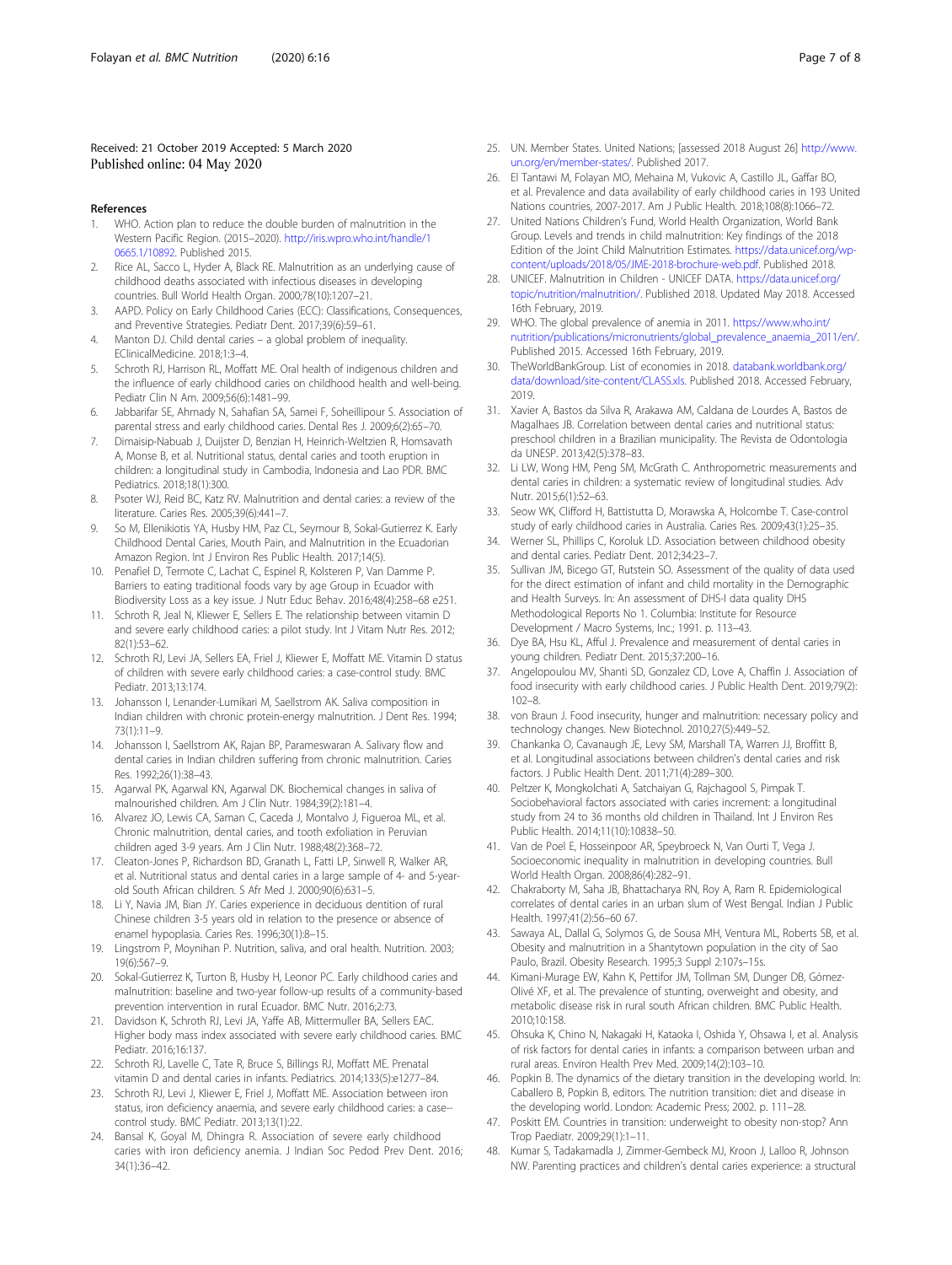Received: 21 October 2019 Accepted: 5 March 2020
Published online: 04 May 2020

## References

1. WHO. Action plan to reduce the double burden of malnutrition in the Western Pacific Region. (2015–2020). http://iris.wpro.who.int/handle/10665.1/10892. Published 2015.
2. Rice AL, Sacco L, Hyder A, Black RE. Malnutrition as an underlying cause of childhood deaths associated with infectious diseases in developing countries. Bull World Health Organ. 2000;78(10):1207–21.
3. AAPD. Policy on Early Childhood Caries (ECC): Classifications, Consequences, and Preventive Strategies. Pediatr Dent. 2017;39(6):59–61.
4. Manton DJ. Child dental caries – a global problem of inequality. EClinicalMedicine. 2018;1:3–4.
5. Schroth RJ, Harrison RL, Moffatt ME. Oral health of indigenous children and the influence of early childhood caries on childhood health and well-being. Pediatr Clin N Am. 2009;56(6):1481–99.
6. Jabbarifar SE, Ahmady N, Sahafian SA, Samei F, Soheillipour S. Association of parental stress and early childhood caries. Dental Res J. 2009;6(2):65–70.
7. Dimaisip-Nabuab J, Duijster D, Benzian H, Heinrich-Weltzien R, Homsavath A, Monse B, et al. Nutritional status, dental caries and tooth eruption in children: a longitudinal study in Cambodia, Indonesia and Lao PDR. BMC Pediatrics. 2018;18(1):300.
8. Psoter WJ, Reid BC, Katz RV. Malnutrition and dental caries: a review of the literature. Caries Res. 2005;39(6):441–7.
9. So M, Ellenikiotis YA, Husby HM, Paz CL, Seymour B, Sokal-Gutierrez K. Early Childhood Dental Caries, Mouth Pain, and Malnutrition in the Ecuadorian Amazon Region. Int J Environ Res Public Health. 2017;14(5).
10. Penafiel D, Termote C, Lachat C, Espinel R, Kolsteren P, Van Damme P. Barriers to eating traditional foods vary by age Group in Ecuador with Biodiversity Loss as a key issue. J Nutr Educ Behav. 2016;48(4):258–68 e251.
11. Schroth R, Jeal N, Kliewer E, Sellers E. The relationship between vitamin D and severe early childhood caries: a pilot study. Int J Vitam Nutr Res. 2012; 82(1):53–62.
12. Schroth RJ, Levi JA, Sellers EA, Friel J, Kliewer E, Moffatt ME. Vitamin D status of children with severe early childhood caries: a case-control study. BMC Pediatr. 2013;13:174.
13. Johansson I, Lenander-Lumikari M, Saellstrom AK. Saliva composition in Indian children with chronic protein-energy malnutrition. J Dent Res. 1994; 73(1):11–9.
14. Johansson I, Saellstrom AK, Rajan BP, Parameswaran A. Salivary flow and dental caries in Indian children suffering from chronic malnutrition. Caries Res. 1992;26(1):38–43.
15. Agarwal PK, Agarwal KN, Agarwal DK. Biochemical changes in saliva of malnourished children. Am J Clin Nutr. 1984;39(2):181–4.
16. Alvarez JO, Lewis CA, Saman C, Caceda J, Montalvo J, Figueroa ML, et al. Chronic malnutrition, dental caries, and tooth exfoliation in Peruvian children aged 3-9 years. Am J Clin Nutr. 1988;48(2):368–72.
17. Cleaton-Jones P, Richardson BD, Granath L, Fatti LP, Sinwell R, Walker AR, et al. Nutritional status and dental caries in a large sample of 4- and 5-year-old South African children. S Afr Med J. 2000;90(6):631–5.
18. Li Y, Navia JM, Bian JY. Caries experience in deciduous dentition of rural Chinese children 3-5 years old in relation to the presence or absence of enamel hypoplasia. Caries Res. 1996;30(1):8–15.
19. Lingstrom P, Moynihan P. Nutrition, saliva, and oral health. Nutrition. 2003; 19(6):567–9.
20. Sokal-Gutierrez K, Turton B, Husby H, Leonor PC. Early childhood caries and malnutrition: baseline and two-year follow-up results of a community-based prevention intervention in rural Ecuador. BMC Nutr. 2016;2:73.
21. Davidson K, Schroth RJ, Levi JA, Yaffe AB, Mittermuller BA, Sellers EAC. Higher body mass index associated with severe early childhood caries. BMC Pediatr. 2016;16:137.
22. Schroth RJ, Lavelle C, Tate R, Bruce S, Billings RJ, Moffatt ME. Prenatal vitamin D and dental caries in infants. Pediatrics. 2014;133(5):e1277–84.
23. Schroth RJ, Levi J, Kliewer E, Friel J, Moffatt ME. Association between iron status, iron deficiency anaemia, and severe early childhood caries: a case--control study. BMC Pediatr. 2013;13(1):22.
24. Bansal K, Goyal M, Dhingra R. Association of severe early childhood caries with iron deficiency anemia. J Indian Soc Pedod Prev Dent. 2016; 34(1):36–42.
25. UN. Member States. United Nations; [assessed 2018 August 26] http://www.un.org/en/member-states/. Published 2017.
26. El Tantawi M, Folayan MO, Mehaina M, Vukovic A, Castillo JL, Gaffar BO, et al. Prevalence and data availability of early childhood caries in 193 United Nations countries, 2007-2017. Am J Public Health. 2018;108(8):1066–72.
27. United Nations Children's Fund, World Health Organization, World Bank Group. Levels and trends in child malnutrition: Key findings of the 2018 Edition of the Joint Child Malnutrition Estimates. https://data.unicef.org/wp-content/uploads/2018/05/JME-2018-brochure-web.pdf. Published 2018.
28. UNICEF. Malnutrition in Children - UNICEF DATA. https://data.unicef.org/topic/nutrition/malnutrition/. Published 2018. Updated May 2018. Accessed 16th February, 2019.
29. WHO. The global prevalence of anemia in 2011. https://www.who.int/nutrition/publications/micronutrients/global_prevalence_anaemia_2011/en/. Published 2015. Accessed 16th February, 2019.
30. TheWorldBankGroup. List of economies in 2018. databank.worldbank.org/data/download/site-content/CLASS.xls. Published 2018. Accessed February, 2019.
31. Xavier A, Bastos da Silva R, Arakawa AM, Caldana de Lourdes A, Bastos de Magalhaes JB. Correlation between dental caries and nutritional status: preschool children in a Brazilian municipality. The Revista de Odontologia da UNESP. 2013;42(5):378–83.
32. Li LW, Wong HM, Peng SM, McGrath C. Anthropometric measurements and dental caries in children: a systematic review of longitudinal studies. Adv Nutr. 2015;6(1):52–63.
33. Seow WK, Clifford H, Battistutta D, Morawska A, Holcombe T. Case-control study of early childhood caries in Australia. Caries Res. 2009;43(1):25–35.
34. Werner SL, Phillips C, Koroluk LD. Association between childhood obesity and dental caries. Pediatr Dent. 2012;34:23–7.
35. Sullivan JM, Bicego GT, Rutstein SO. Assessment of the quality of data used for the direct estimation of infant and child mortality in the Demographic and Health Surveys. In: An assessment of DHS-I data quality DHS Methodological Reports No 1. Columbia: Institute for Resource Development / Macro Systems, Inc.; 1991. p. 113–43.
36. Dye BA, Hsu KL, Afful J. Prevalence and measurement of dental caries in young children. Pediatr Dent. 2015;37:200–16.
37. Angelopoulou MV, Shanti SD, Gonzalez CD, Love A, Chaffin J. Association of food insecurity with early childhood caries. J Public Health Dent. 2019;79(2): 102–8.
38. von Braun J. Food insecurity, hunger and malnutrition: necessary policy and technology changes. New Biotechnol. 2010;27(5):449–52.
39. Chankanka O, Cavanaugh JE, Levy SM, Marshall TA, Warren JJ, Broffitt B, et al. Longitudinal associations between children's dental caries and risk factors. J Public Health Dent. 2011;71(4):289–300.
40. Peltzer K, Mongkolchati A, Satchaiyan G, Rajchagool S, Pimpak T. Sociobehavioral factors associated with caries increment: a longitudinal study from 24 to 36 months old children in Thailand. Int J Environ Res Public Health. 2014;11(10):10838–50.
41. Van de Poel E, Hosseinpoor AR, Speybroeck N, Van Ourti T, Vega J. Socioeconomic inequality in malnutrition in developing countries. Bull World Health Organ. 2008;86(4):282–91.
42. Chakraborty M, Saha JB, Bhattacharya RN, Roy A, Ram R. Epidemiological correlates of dental caries in an urban slum of West Bengal. Indian J Public Health. 1997;41(2):56–60 67.
43. Sawaya AL, Dallal G, Solymos G, de Sousa MH, Ventura ML, Roberts SB, et al. Obesity and malnutrition in a Shantytown population in the city of Sao Paulo, Brazil. Obesity Research. 1995;3 Suppl 2:107s–15s.
44. Kimani-Murage EW, Kahn K, Pettifor JM, Tollman SM, Dunger DB, Gómez-Olivé XF, et al. The prevalence of stunting, overweight and obesity, and metabolic disease risk in rural south African children. BMC Public Health. 2010;10:158.
45. Ohsuka K, Chino N, Nakagaki H, Kataoka I, Oshida Y, Ohsawa I, et al. Analysis of risk factors for dental caries in infants: a comparison between urban and rural areas. Environ Health Prev Med. 2009;14(2):103–10.
46. Popkin B. The dynamics of the dietary transition in the developing world. In: Caballero B, Popkin B, editors. The nutrition transition: diet and disease in the developing world. London: Academic Press; 2002. p. 111–28.
47. Poskitt EM. Countries in transition: underweight to obesity non-stop? Ann Trop Paediatr. 2009;29(1):1–11.
48. Kumar S, Tadakamadla J, Zimmer-Gembeck MJ, Kroon J, Lalloo R, Johnson NW. Parenting practices and children's dental caries experience: a structural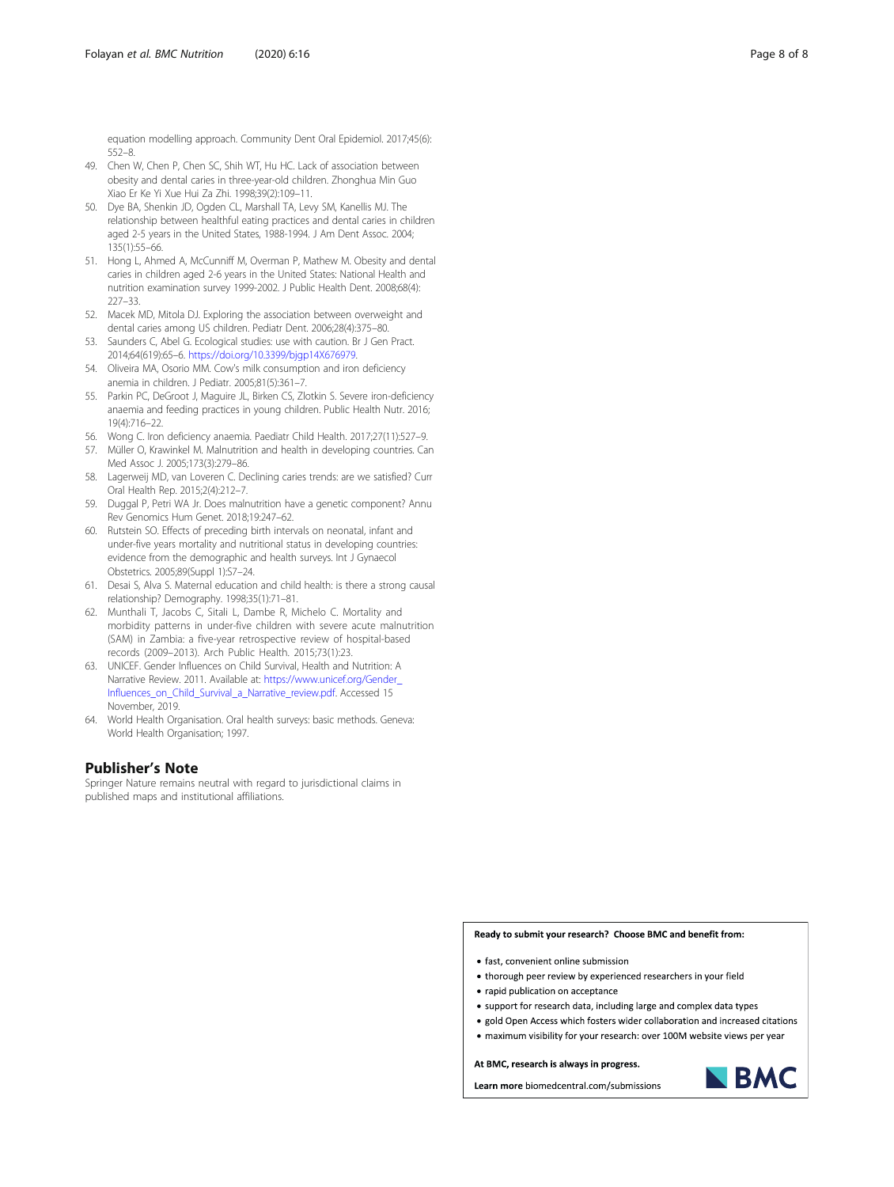equation modelling approach. Community Dent Oral Epidemiol. 2017;45(6):552–8.

49. Chen W, Chen P, Chen SC, Shih WT, Hu HC. Lack of association between obesity and dental caries in three-year-old children. Zhonghua Min Guo Xiao Er Ke Yi Xue Hui Za Zhi. 1998;39(2):109–11.
50. Dye BA, Shenkin JD, Ogden CL, Marshall TA, Levy SM, Kanellis MJ. The relationship between healthful eating practices and dental caries in children aged 2-5 years in the United States, 1988-1994. J Am Dent Assoc. 2004; 135(1):55–66.
51. Hong L, Ahmed A, McCunniff M, Overman P, Mathew M. Obesity and dental caries in children aged 2-6 years in the United States: National Health and nutrition examination survey 1999-2002. J Public Health Dent. 2008;68(4): 227–33.
52. Macek MD, Mitola DJ. Exploring the association between overweight and dental caries among US children. Pediatr Dent. 2006;28(4):375–80.
53. Saunders C, Abel G. Ecological studies: use with caution. Br J Gen Pract. 2014;64(619):65–6. https://doi.org/10.3399/bjgp14X676979.
54. Oliveira MA, Osorio MM. Cow's milk consumption and iron deficiency anemia in children. J Pediatr. 2005;81(5):361–7.
55. Parkin PC, DeGroot J, Maguire JL, Birken CS, Zlotkin S. Severe iron-deficiency anaemia and feeding practices in young children. Public Health Nutr. 2016; 19(4):716–22.
56. Wong C. Iron deficiency anaemia. Paediatr Child Health. 2017;27(11):527–9.
57. Müller O, Krawinkel M. Malnutrition and health in developing countries. Can Med Assoc J. 2005;173(3):279–86.
58. Lagerweij MD, van Loveren C. Declining caries trends: are we satisfied? Curr Oral Health Rep. 2015;2(4):212–7.
59. Duggal P, Petri WA Jr. Does malnutrition have a genetic component? Annu Rev Genomics Hum Genet. 2018;19:247–62.
60. Rutstein SO. Effects of preceding birth intervals on neonatal, infant and under-five years mortality and nutritional status in developing countries: evidence from the demographic and health surveys. Int J Gynaecol Obstetrics. 2005;89(Suppl 1):S7–24.
61. Desai S, Alva S. Maternal education and child health: is there a strong causal relationship? Demography. 1998;35(1):71–81.
62. Munthali T, Jacobs C, Sitali L, Dambe R, Michelo C. Mortality and morbidity patterns in under-five children with severe acute malnutrition (SAM) in Zambia: a five-year retrospective review of hospital-based records (2009–2013). Arch Public Health. 2015;73(1):23.
63. UNICEF. Gender Influences on Child Survival, Health and Nutrition: A Narrative Review. 2011. Available at: https://www.unicef.org/Gender_Influences_on_Child_Survival_a_Narrative_review.pdf. Accessed 15 November, 2019.
64. World Health Organisation. Oral health surveys: basic methods. Geneva: World Health Organisation; 1997.

## Publisher's Note

Springer Nature remains neutral with regard to jurisdictional claims in published maps and institutional affiliations.

**Ready to submit your research? Choose BMC and benefit from:**

- fast, convenient online submission
- thorough peer review by experienced researchers in your field
- rapid publication on acceptance
- support for research data, including large and complex data types
- gold Open Access which fosters wider collaboration and increased citations
- maximum visibility for your research: over 100M website views per year

**At BMC, research is always in progress.**

**Learn more** biomedcentral.com/submissions

BMC